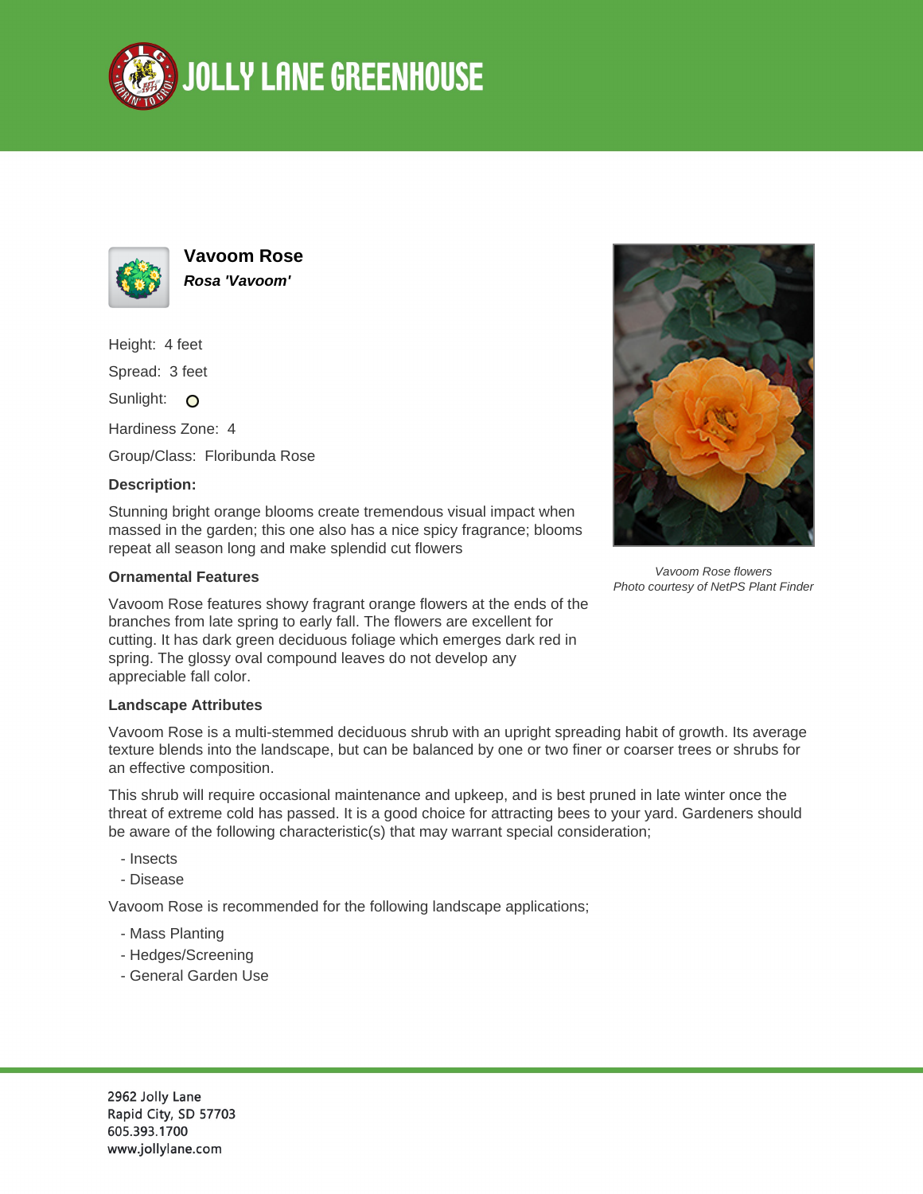# JOLLY LANE GREENHOUSE

## Vavoom Rose

***Rosa 'Vavoom'***

Height: 4 feet

Spread: 3 feet

Sunlight: O

Hardiness Zone: 4

Group/Class: Floribunda Rose

**Description:**

Stunning bright orange blooms create tremendous visual impact when massed in the garden; this one also has a nice spicy fragrance; blooms repeat all season long and make splendid cut flowers

*Vavoom Rose flowers*
*Photo courtesy of NetPS Plant Finder*

**Ornamental Features**

Vavoom Rose features showy fragrant orange flowers at the ends of the branches from late spring to early fall. The flowers are excellent for cutting. It has dark green deciduous foliage which emerges dark red in spring. The glossy oval compound leaves do not develop any appreciable fall color.

**Landscape Attributes**

Vavoom Rose is a multi-stemmed deciduous shrub with an upright spreading habit of growth. Its average texture blends into the landscape, but can be balanced by one or two finer or coarser trees or shrubs for an effective composition.

This shrub will require occasional maintenance and upkeep, and is best pruned in late winter once the threat of extreme cold has passed. It is a good choice for attracting bees to your yard. Gardeners should be aware of the following characteristic(s) that may warrant special consideration;

- Insects
- Disease

Vavoom Rose is recommended for the following landscape applications;

- Mass Planting
- Hedges/Screening
- General Garden Use

2962 Jolly Lane
Rapid City, SD 57703
605.393.1700
www.jollylane.com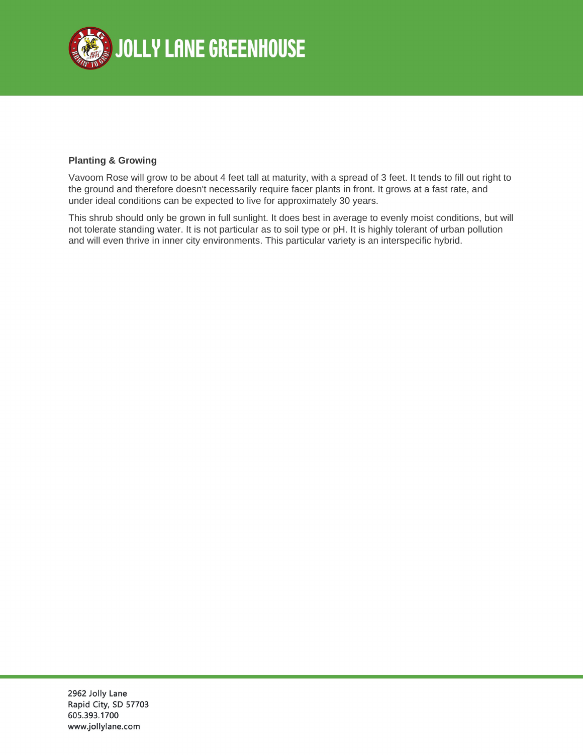### Planting & Growing

Vavoom Rose will grow to be about 4 feet tall at maturity, with a spread of 3 feet. It tends to fill out right to the ground and therefore doesn't necessarily require facer plants in front. It grows at a fast rate, and under ideal conditions can be expected to live for approximately 30 years.

This shrub should only be grown in full sunlight. It does best in average to evenly moist conditions, but will not tolerate standing water. It is not particular as to soil type or pH. It is highly tolerant of urban pollution and will even thrive in inner city environments. This particular variety is an interspecific hybrid.